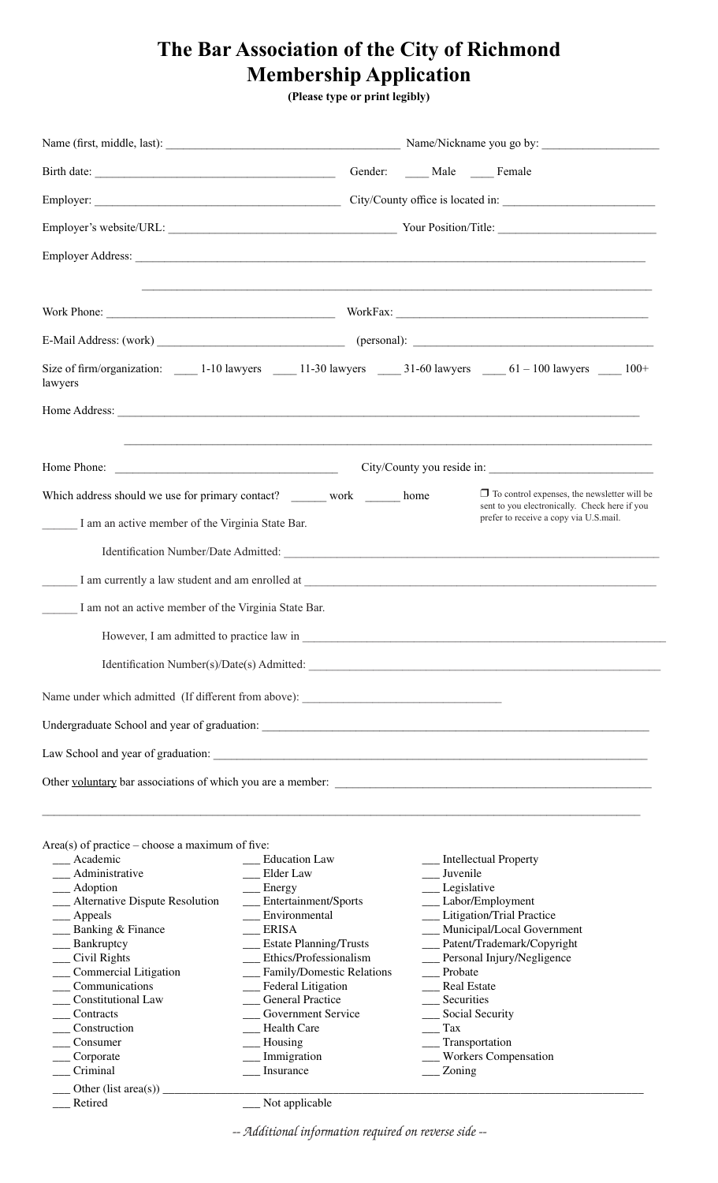# The Bar Association of the City of Richmond
# Membership Application

**(Please type or print legibly)**

Name (first, middle, last): ________________________________________ Name/Nickname you go by: ____________________

Birth date: __________________________________________ Gender: ____ Male ____ Female

Employer: __________________________________________ City/County office is located in: __________________________

Employer's website/URL: ______________________________________ Your Position/Title: __________________________

Employer Address: ___________________________________________________________________________________________

_____________________________________________________________________________________________________

Work Phone: ________________________________________ WorkFax: ____________________________________________

E-Mail Address: (work) ________________________________ (personal): __________________________________________

Size of firm/organization: ____ 1-10 lawyers ____ 11-30 lawyers ____ 31-60 lawyers ____ 61 – 100 lawyers ____ 100+ lawyers

Home Address: ______________________________________________________________________________________________

_____________________________________________________________________________________________________

Home Phone: ______________________________________ City/County you reside in: ____________________________

Which address should we use for primary contact? ______ work ______ home

❒ To control expenses, the newsletter will be sent to you electronically. Check here if you prefer to receive a copy via U.S.mail.

______ I am an active member of the Virginia State Bar.

Identification Number/Date Admitted: ________________________________________________________________

______ I am currently a law student and am enrolled at _________________________________________________________

______ I am not an active member of the Virginia State Bar.

However, I am admitted to practice law in ________________________________________________________________

Identification Number(s)/Date(s) Admitted: ______________________________________________________________

Name under which admitted (If different from above): __________________________________

Undergraduate School and year of graduation: _______________________________________________________________

Law School and year of graduation: _______________________________________________________________________

Other voluntary bar associations of which you are a member: ___________________________________________________

_____________________________________________________________________________________________________

Area(s) of practice – choose a maximum of five:

- ___ Academic
- ___ Administrative
- ___ Adoption
- ___ Alternative Dispute Resolution
- ___ Appeals
- ___ Banking & Finance
- ___ Bankruptcy
- ___ Civil Rights
- ___ Commercial Litigation
- ___ Communications
- ___ Constitutional Law
- ___ Contracts
- ___ Construction
- ___ Consumer
- ___ Corporate
- ___ Criminal
- ___ Education Law
- ___ Elder Law
- ___ Energy
- ___ Entertainment/Sports
- ___ Environmental
- ___ ERISA
- ___ Estate Planning/Trusts
- ___ Ethics/Professionalism
- ___ Family/Domestic Relations
- ___ Federal Litigation
- ___ General Practice
- ___ Government Service
- ___ Health Care
- ___ Housing
- ___ Immigration
- ___ Insurance
- ___ Intellectual Property
- ___ Juvenile
- ___ Legislative
- ___ Labor/Employment
- ___ Litigation/Trial Practice
- ___ Municipal/Local Government
- ___ Patent/Trademark/Copyright
- ___ Personal Injury/Negligence
- ___ Probate
- ___ Real Estate
- ___ Securities
- ___ Social Security
- ___ Tax
- ___ Transportation
- ___ Workers Compensation
- ___ Zoning
- ___ Other (list area(s)) ____________________________________________________________
- ___ Retired
- ___ Not applicable

*-- Additional information required on reverse side --*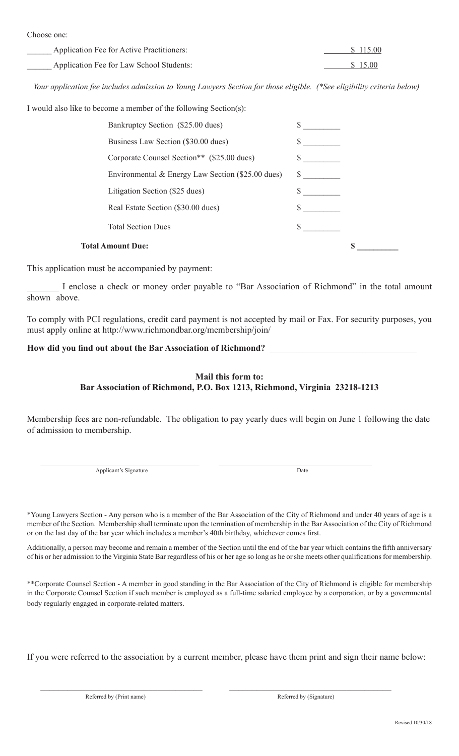Choose one:

| | |
|---|---|
| ______ Application Fee for Active Practitioners: | $ 115.00 |
| ______ Application Fee for Law School Students: | $ 15.00 |

*Your application fee includes admission to Young Lawyers Section for those eligible. (*See eligibility criteria below)*

I would also like to become a member of the following Section(s):

| | |
|---|---|
| Bankruptcy Section ($25.00 dues) | $ _________ |
| Business Law Section ($30.00 dues) | $ _________ |
| Corporate Counsel Section** ($25.00 dues) | $ _________ |
| Environmental & Energy Law Section ($25.00 dues) | $ _________ |
| Litigation Section ($25 dues) | $ _________ |
| Real Estate Section ($30.00 dues) | $ _________ |
| Total Section Dues | $ _________ |

**Total Amount Due:** **$ __________**

This application must be accompanied by payment:

_______ I enclose a check or money order payable to "Bar Association of Richmond" in the total amount shown above.

To comply with PCI regulations, credit card payment is not accepted by mail or Fax. For security purposes, you must apply online at http://www.richmondbar.org/membership/join/

**How did you find out about the Bar Association of Richmond?** ________________________________

**Mail this form to:**
**Bar Association of Richmond, P.O. Box 1213, Richmond, Virginia 23218-1213**

Membership fees are non-refundable. The obligation to pay yearly dues will begin on June 1 following the date of admission to membership.

_________________________________________ _________________________________________
Applicant's Signature Date

*Young Lawyers Section - Any person who is a member of the Bar Association of the City of Richmond and under 40 years of age is a member of the Section. Membership shall terminate upon the termination of membership in the Bar Association of the City of Richmond or on the last day of the bar year which includes a member's 40th birthday, whichever comes first.

Additionally, a person may become and remain a member of the Section until the end of the bar year which contains the fifth anniversary of his or her admission to the Virginia State Bar regardless of his or her age so long as he or she meets other qualifications for membership.

**Corporate Counsel Section - A member in good standing in the Bar Association of the City of Richmond is eligible for membership in the Corporate Counsel Section if such member is employed as a full-time salaried employee by a corporation, or by a governmental body regularly engaged in corporate-related matters.

If you were referred to the association by a current member, please have them print and sign their name below:

_________________________________________ _________________________________________
Referred by (Print name) Referred by (Signature)

Revised 10/30/18